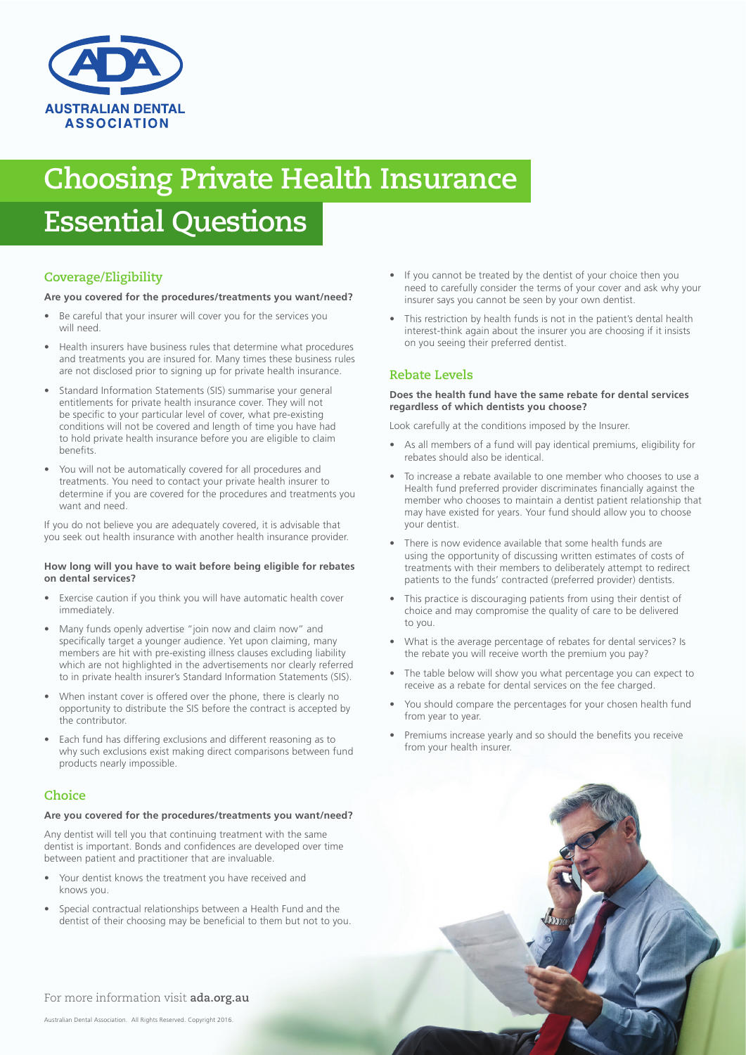# Choosing Private Health Insurance

# Essential Questions

## Coverage/Eligibility

**Are you covered for the procedures/treatments you want/need?**

- Be careful that your insurer will cover you for the services you will need.
- Health insurers have business rules that determine what procedures and treatments you are insured for. Many times these business rules are not disclosed prior to signing up for private health insurance.
- Standard Information Statements (SIS) summarise your general entitlements for private health insurance cover. They will not be specific to your particular level of cover, what pre-existing conditions will not be covered and length of time you have had to hold private health insurance before you are eligible to claim benefits.
- You will not be automatically covered for all procedures and treatments. You need to contact your private health insurer to determine if you are covered for the procedures and treatments you want and need.

If you do not believe you are adequately covered, it is advisable that you seek out health insurance with another health insurance provider.

**How long will you have to wait before being eligible for rebates on dental services?**

- Exercise caution if you think you will have automatic health cover immediately.
- Many funds openly advertise "join now and claim now" and specifically target a younger audience. Yet upon claiming, many members are hit with pre-existing illness clauses excluding liability which are not highlighted in the advertisements nor clearly referred to in private health insurer's Standard Information Statements (SIS).
- When instant cover is offered over the phone, there is clearly no opportunity to distribute the SIS before the contract is accepted by the contributor.
- Each fund has differing exclusions and different reasoning as to why such exclusions exist making direct comparisons between fund products nearly impossible.

## Choice

**Are you covered for the procedures/treatments you want/need?**

Any dentist will tell you that continuing treatment with the same dentist is important. Bonds and confidences are developed over time between patient and practitioner that are invaluable.

- Your dentist knows the treatment you have received and knows you.
- Special contractual relationships between a Health Fund and the dentist of their choosing may be beneficial to them but not to you.
- If you cannot be treated by the dentist of your choice then you need to carefully consider the terms of your cover and ask why your insurer says you cannot be seen by your own dentist.
- This restriction by health funds is not in the patient's dental health interest-think again about the insurer you are choosing if it insists on you seeing their preferred dentist.

## Rebate Levels

**Does the health fund have the same rebate for dental services regardless of which dentists you choose?**

Look carefully at the conditions imposed by the Insurer.

- As all members of a fund will pay identical premiums, eligibility for rebates should also be identical.
- To increase a rebate available to one member who chooses to use a Health fund preferred provider discriminates financially against the member who chooses to maintain a dentist patient relationship that may have existed for years. Your fund should allow you to choose your dentist.
- There is now evidence available that some health funds are using the opportunity of discussing written estimates of costs of treatments with their members to deliberately attempt to redirect patients to the funds' contracted (preferred provider) dentists.
- This practice is discouraging patients from using their dentist of choice and may compromise the quality of care to be delivered to you.
- What is the average percentage of rebates for dental services? Is the rebate you will receive worth the premium you pay?
- The table below will show you what percentage you can expect to receive as a rebate for dental services on the fee charged.
- You should compare the percentages for your chosen health fund from year to year.
- Premiums increase yearly and so should the benefits you receive from your health insurer.

For more information visit **ada.org.au**

Australian Dental Association. All Rights Reserved. Copyright 2016.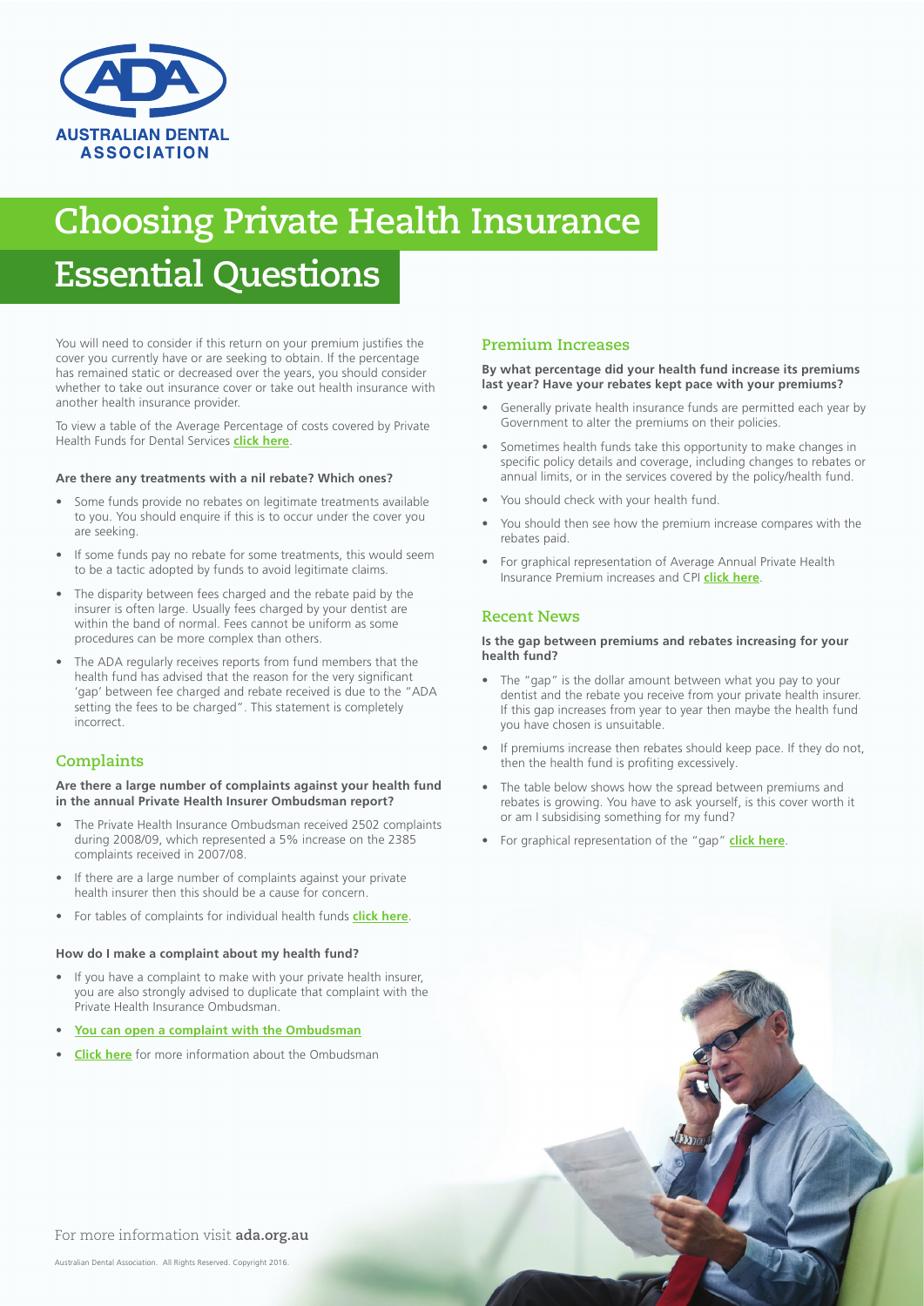# Choosing Private Health Insurance

# Essential Questions

You will need to consider if this return on your premium justifies the cover you currently have or are seeking to obtain. If the percentage has remained static or decreased over the years, you should consider whether to take out insurance cover or take out health insurance with another health insurance provider.

To view a table of the Average Percentage of costs covered by Private Health Funds for Dental Services **click here**.

**Are there any treatments with a nil rebate? Which ones?**

- Some funds provide no rebates on legitimate treatments available to you. You should enquire if this is to occur under the cover you are seeking.
- If some funds pay no rebate for some treatments, this would seem to be a tactic adopted by funds to avoid legitimate claims.
- The disparity between fees charged and the rebate paid by the insurer is often large. Usually fees charged by your dentist are within the band of normal. Fees cannot be uniform as some procedures can be more complex than others.
- The ADA regularly receives reports from fund members that the health fund has advised that the reason for the very significant 'gap' between fee charged and rebate received is due to the "ADA setting the fees to be charged". This statement is completely incorrect.

## Complaints

**Are there a large number of complaints against your health fund in the annual Private Health Insurer Ombudsman report?**

- The Private Health Insurance Ombudsman received 2502 complaints during 2008/09, which represented a 5% increase on the 2385 complaints received in 2007/08.
- If there are a large number of complaints against your private health insurer then this should be a cause for concern.
- For tables of complaints for individual health funds **click here**.

**How do I make a complaint about my health fund?**

- If you have a complaint to make with your private health insurer, you are also strongly advised to duplicate that complaint with the Private Health Insurance Ombudsman.
- **You can open a complaint with the Ombudsman**
- **Click here** for more information about the Ombudsman

## Premium Increases

**By what percentage did your health fund increase its premiums last year? Have your rebates kept pace with your premiums?**

- Generally private health insurance funds are permitted each year by Government to alter the premiums on their policies.
- Sometimes health funds take this opportunity to make changes in specific policy details and coverage, including changes to rebates or annual limits, or in the services covered by the policy/health fund.
- You should check with your health fund.
- You should then see how the premium increase compares with the rebates paid.
- For graphical representation of Average Annual Private Health Insurance Premium increases and CPI **click here**.

## Recent News

**Is the gap between premiums and rebates increasing for your health fund?**

- The "gap" is the dollar amount between what you pay to your dentist and the rebate you receive from your private health insurer. If this gap increases from year to year then maybe the health fund you have chosen is unsuitable.
- If premiums increase then rebates should keep pace. If they do not, then the health fund is profiting excessively.
- The table below shows how the spread between premiums and rebates is growing. You have to ask yourself, is this cover worth it or am I subsidising something for my fund?
- For graphical representation of the "gap" **click here**.

For more information visit **ada.org.au**

Australian Dental Association. All Rights Reserved. Copyright 2016.